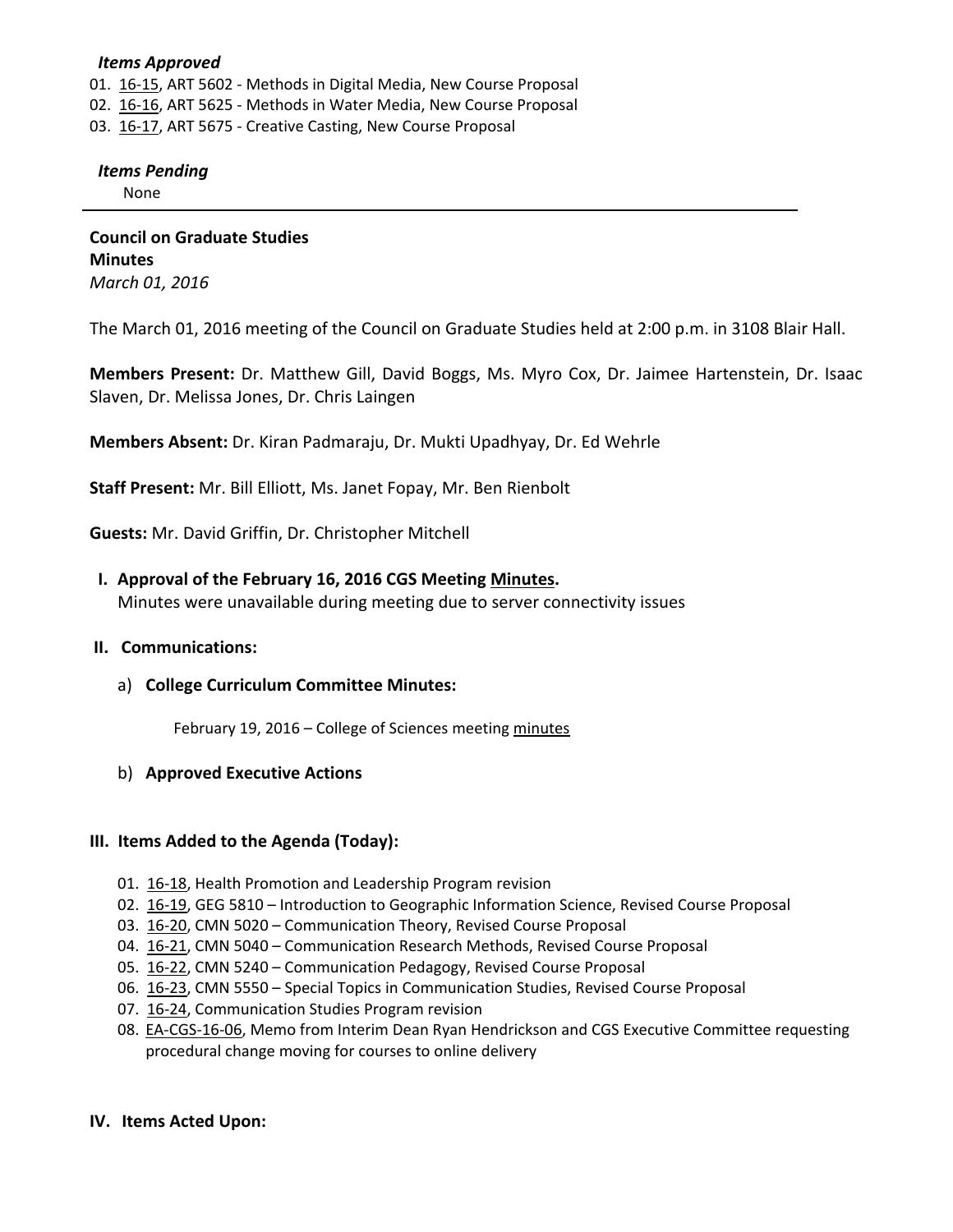*Items Approved*

01. 16-15, ART 5602 - Methods in Digital Media, New Course Proposal
02. 16-16, ART 5625 - Methods in Water Media, New Course Proposal
03. 16-17, ART 5675 - Creative Casting, New Course Proposal

*Items Pending*

None

---

**Council on Graduate Studies**
**Minutes**
*March 01, 2016*

The March 01, 2016 meeting of the Council on Graduate Studies held at 2:00 p.m. in 3108 Blair Hall.

**Members Present:** Dr. Matthew Gill, David Boggs, Ms. Myro Cox, Dr. Jaimee Hartenstein, Dr. Isaac Slaven, Dr. Melissa Jones, Dr. Chris Laingen

**Members Absent:** Dr. Kiran Padmaraju, Dr. Mukti Upadhyay, Dr. Ed Wehrle

**Staff Present:** Mr. Bill Elliott, Ms. Janet Fopay, Mr. Ben Rienbolt

**Guests:** Mr. David Griffin, Dr. Christopher Mitchell

## I. Approval of the February 16, 2016 CGS Meeting Minutes.

Minutes were unavailable during meeting due to server connectivity issues

## II. Communications:

a) **College Curriculum Committee Minutes:**

February 19, 2016 – College of Sciences meeting minutes

b) **Approved Executive Actions**

## III. Items Added to the Agenda (Today):

01. 16-18, Health Promotion and Leadership Program revision
02. 16-19, GEG 5810 – Introduction to Geographic Information Science, Revised Course Proposal
03. 16-20, CMN 5020 – Communication Theory, Revised Course Proposal
04. 16-21, CMN 5040 – Communication Research Methods, Revised Course Proposal
05. 16-22, CMN 5240 – Communication Pedagogy, Revised Course Proposal
06. 16-23, CMN 5550 – Special Topics in Communication Studies, Revised Course Proposal
07. 16-24, Communication Studies Program revision
08. EA-CGS-16-06, Memo from Interim Dean Ryan Hendrickson and CGS Executive Committee requesting procedural change moving for courses to online delivery

## IV. Items Acted Upon: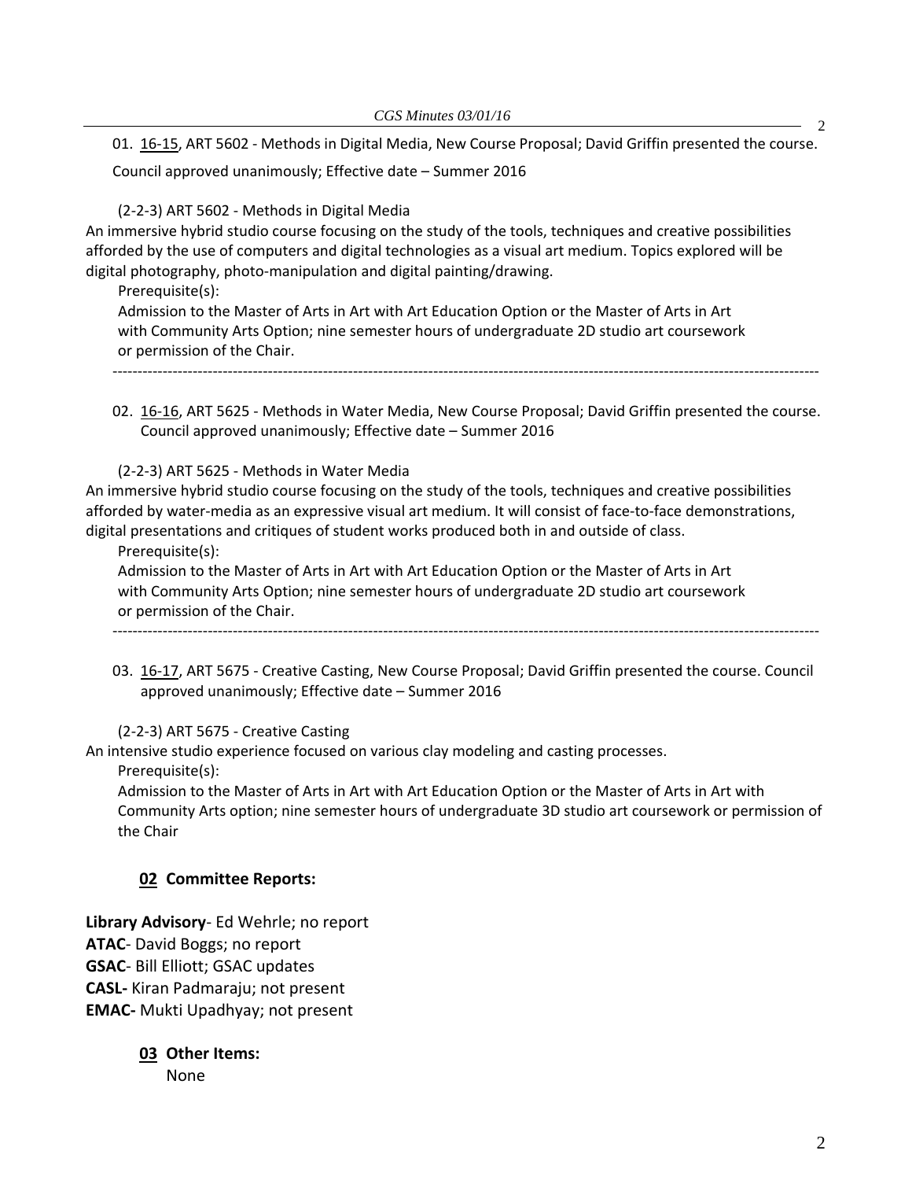01. 16-15, ART 5602 - Methods in Digital Media, New Course Proposal; David Griffin presented the course. Council approved unanimously; Effective date – Summer 2016

(2-2-3) ART 5602 - Methods in Digital Media

An immersive hybrid studio course focusing on the study of the tools, techniques and creative possibilities afforded by the use of computers and digital technologies as a visual art medium. Topics explored will be digital photography, photo-manipulation and digital painting/drawing.

Prerequisite(s):

Admission to the Master of Arts in Art with Art Education Option or the Master of Arts in Art with Community Arts Option; nine semester hours of undergraduate 2D studio art coursework or permission of the Chair.

---

02. 16-16, ART 5625 - Methods in Water Media, New Course Proposal; David Griffin presented the course. Council approved unanimously; Effective date – Summer 2016

(2-2-3) ART 5625 - Methods in Water Media

An immersive hybrid studio course focusing on the study of the tools, techniques and creative possibilities afforded by water-media as an expressive visual art medium. It will consist of face-to-face demonstrations, digital presentations and critiques of student works produced both in and outside of class.

Prerequisite(s):

Admission to the Master of Arts in Art with Art Education Option or the Master of Arts in Art with Community Arts Option; nine semester hours of undergraduate 2D studio art coursework or permission of the Chair.

---

03. 16-17, ART 5675 - Creative Casting, New Course Proposal; David Griffin presented the course. Council approved unanimously; Effective date – Summer 2016

(2-2-3) ART 5675 - Creative Casting

An intensive studio experience focused on various clay modeling and casting processes.

Prerequisite(s):

Admission to the Master of Arts in Art with Art Education Option or the Master of Arts in Art with Community Arts option; nine semester hours of undergraduate 3D studio art coursework or permission of the Chair

### 02 Committee Reports:

**Library Advisory**- Ed Wehrle; no report
**ATAC**- David Boggs; no report
**GSAC**- Bill Elliott; GSAC updates
**CASL-** Kiran Padmaraju; not present
**EMAC-** Mukti Upadhyay; not present

### 03 Other Items:

None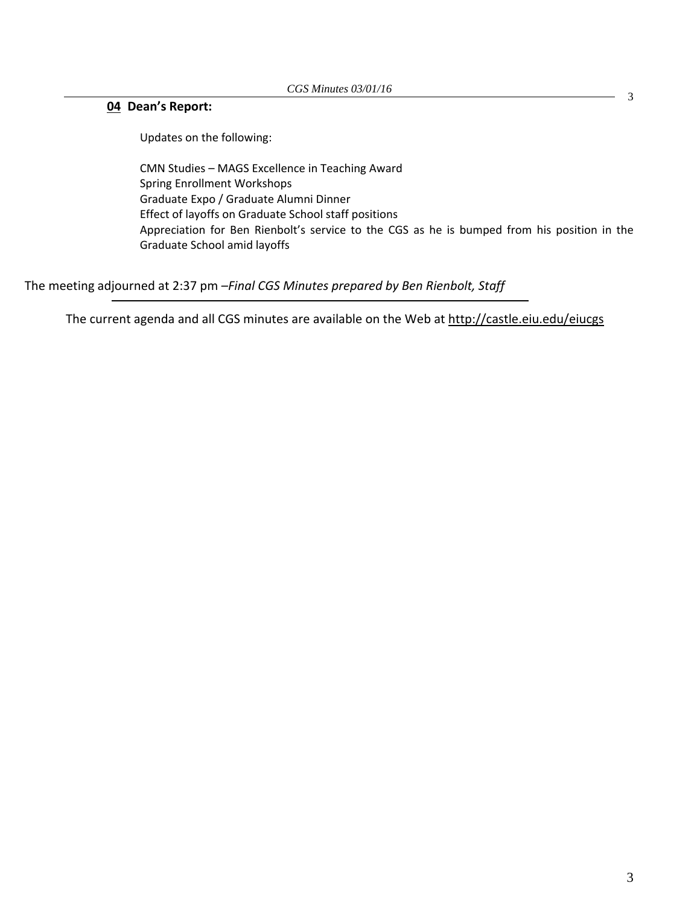**04 Dean's Report:**

Updates on the following:

CMN Studies – MAGS Excellence in Teaching Award
Spring Enrollment Workshops
Graduate Expo / Graduate Alumni Dinner
Effect of layoffs on Graduate School staff positions
Appreciation for Ben Rienbolt's service to the CGS as he is bumped from his position in the Graduate School amid layoffs

The meeting adjourned at 2:37 pm –*Final CGS Minutes prepared by Ben Rienbolt, Staff*

---

The current agenda and all CGS minutes are available on the Web at http://castle.eiu.edu/eiucgs